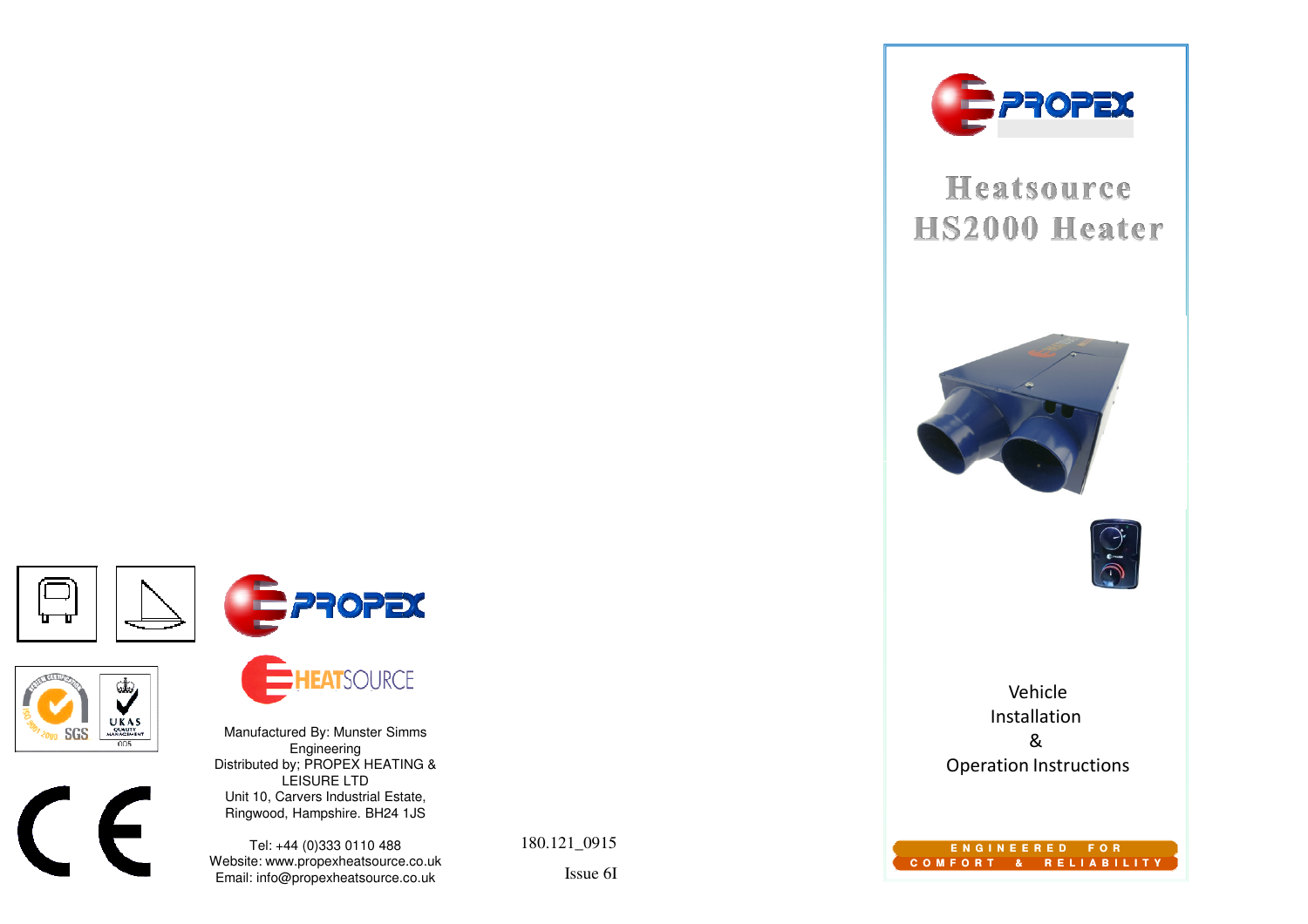# Heatsource HS2000 Heater

Vehicle Installation & Operation Instructions

ENGINEERED FOR COMFORT & RELIABILITY

Manufactured By: Munster Simms Engineering
Distributed by; PROPEX HEATING & LEISURE LTD
Unit 10, Carvers Industrial Estate,
Ringwood, Hampshire. BH24 1JS

Tel: +44 (0)333 0110 488
Website: www.propexheatsource.co.uk
Email: info@propexheatsource.co.uk

180.121_0915

Issue 6I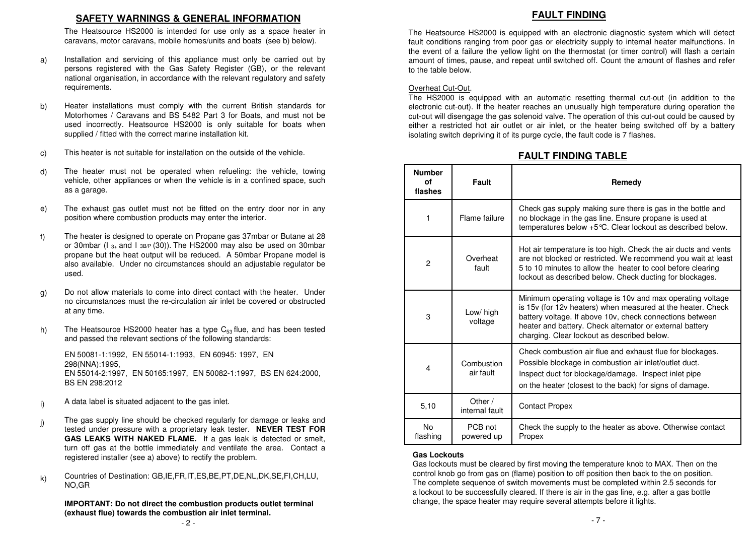## SAFETY WARNINGS & GENERAL INFORMATION

The Heatsource HS2000 is intended for use only as a space heater in caravans, motor caravans, mobile homes/units and boats (see b) below).

a) Installation and servicing of this appliance must only be carried out by persons registered with the Gas Safety Register (GB), or the relevant national organisation, in accordance with the relevant regulatory and safety requirements.

b) Heater installations must comply with the current British standards for Motorhomes / Caravans and BS 5482 Part 3 for Boats, and must not be used incorrectly. Heatsource HS2000 is only suitable for boats when supplied / fitted with the correct marine installation kit.

c) This heater is not suitable for installation on the outside of the vehicle.

d) The heater must not be operated when refueling: the vehicle, towing vehicle, other appliances or when the vehicle is in a confined space, such as a garage.

e) The exhaust gas outlet must not be fitted on the entry door nor in any position where combustion products may enter the interior.

f) The heater is designed to operate on Propane gas 37mbar or Butane at 28 or 30mbar ($I_{3+}$ and $I_{3B/P}$ (30)). The HS2000 may also be used on 30mbar propane but the heat output will be reduced. A 50mbar Propane model is also available. Under no circumstances should an adjustable regulator be used.

g) Do not allow materials to come into direct contact with the heater. Under no circumstances must the re-circulation air inlet be covered or obstructed at any time.

h) The Heatsource HS2000 heater has a type $C_{53}$ flue, and has been tested and passed the relevant sections of the following standards:

   EN 50081-1:1992, EN 55014-1:1993, EN 60945: 1997, EN 298(NNA):1995,
   EN 55014-2:1997, EN 50165:1997, EN 50082-1:1997, BS EN 624:2000, BS EN 298:2012

i) A data label is situated adjacent to the gas inlet.

j) The gas supply line should be checked regularly for damage or leaks and tested under pressure with a proprietary leak tester. **NEVER TEST FOR GAS LEAKS WITH NAKED FLAME.** If a gas leak is detected or smelt, turn off gas at the bottle immediately and ventilate the area. Contact a registered installer (see a) above) to rectify the problem.

k) Countries of Destination: GB,IE,FR,IT,ES,BE,PT,DE,NL,DK,SE,FI,CH,LU, NO,GR

**IMPORTANT: Do not direct the combustion products outlet terminal (exhaust flue) towards the combustion air inlet terminal.**

## FAULT FINDING

The Heatsource HS2000 is equipped with an electronic diagnostic system which will detect fault conditions ranging from poor gas or electricity supply to internal heater malfunctions. In the event of a failure the yellow light on the thermostat (or timer control) will flash a certain amount of times, pause, and repeat until switched off. Count the amount of flashes and refer to the table below.

Overheat Cut-Out.
The HS2000 is equipped with an automatic resetting thermal cut-out (in addition to the electronic cut-out). If the heater reaches an unusually high temperature during operation the cut-out will disengage the gas solenoid valve. The operation of this cut-out could be caused by either a restricted hot air outlet or air inlet, or the heater being switched off by a battery isolating switch depriving it of its purge cycle, the fault code is 7 flashes.

## FAULT FINDING TABLE

| Number of flashes | Fault | Remedy |
|---|---|---|
| 1 | Flame failure | Check gas supply making sure there is gas in the bottle and no blockage in the gas line. Ensure propane is used at temperatures below +5°C. Clear lockout as described below. |
| 2 | Overheat fault | Hot air temperature is too high. Check the air ducts and vents are not blocked or restricted. We recommend you wait at least 5 to 10 minutes to allow the heater to cool before clearing lockout as described below. Check ducting for blockages. |
| 3 | Low/ high voltage | Minimum operating voltage is 10v and max operating voltage is 15v (for 12v heaters) when measured at the heater. Check battery voltage. If above 10v, check connections between heater and battery. Check alternator or external battery charging. Clear lockout as described below. |
| 4 | Combustion air fault | Check combustion air flue and exhaust flue for blockages. Possible blockage in combustion air inlet/outlet duct. Inspect duct for blockage/damage. Inspect inlet pipe on the heater (closest to the back) for signs of damage. |
| 5,10 | Other / internal fault | Contact Propex |
| No flashing | PCB not powered up | Check the supply to the heater as above. Otherwise contact Propex |

**Gas Lockouts**
Gas lockouts must be cleared by first moving the temperature knob to MAX. Then on the control knob go from gas on (flame) position to off position then back to the on position. The complete sequence of switch movements must be completed within 2.5 seconds for a lockout to be successfully cleared. If there is air in the gas line, e.g. after a gas bottle change, the space heater may require several attempts before it lights.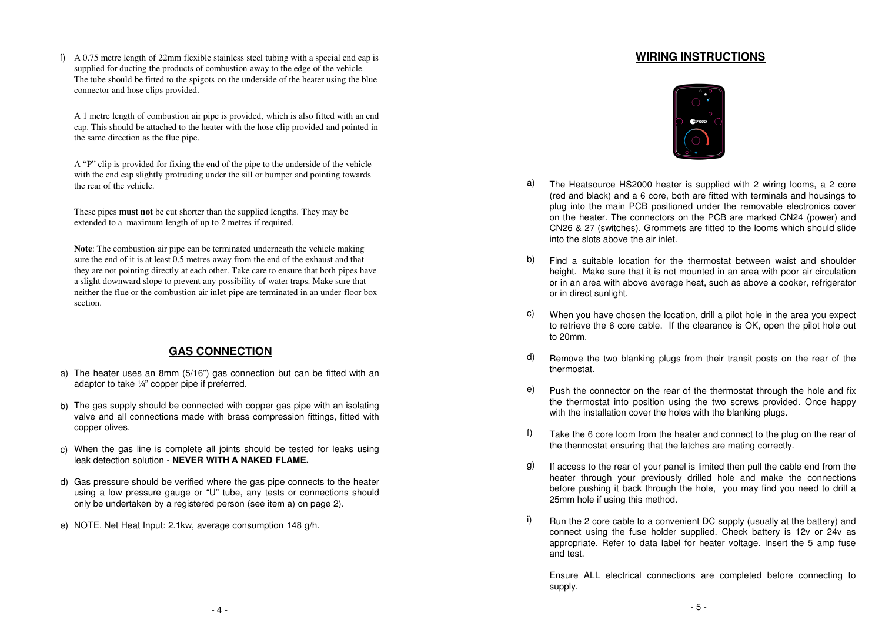f) A 0.75 metre length of 22mm flexible stainless steel tubing with a special end cap is supplied for ducting the products of combustion away to the edge of the vehicle. The tube should be fitted to the spigots on the underside of the heater using the blue connector and hose clips provided.

A 1 metre length of combustion air pipe is provided, which is also fitted with an end cap. This should be attached to the heater with the hose clip provided and pointed in the same direction as the flue pipe.

A "P" clip is provided for fixing the end of the pipe to the underside of the vehicle with the end cap slightly protruding under the sill or bumper and pointing towards the rear of the vehicle.

These pipes **must not** be cut shorter than the supplied lengths. They may be extended to a maximum length of up to 2 metres if required.

**Note**: The combustion air pipe can be terminated underneath the vehicle making sure the end of it is at least 0.5 metres away from the end of the exhaust and that they are not pointing directly at each other. Take care to ensure that both pipes have a slight downward slope to prevent any possibility of water traps. Make sure that neither the flue or the combustion air inlet pipe are terminated in an under-floor box section.

## GAS CONNECTION

a) The heater uses an 8mm (5/16") gas connection but can be fitted with an adaptor to take ¼" copper pipe if preferred.

b) The gas supply should be connected with copper gas pipe with an isolating valve and all connections made with brass compression fittings, fitted with copper olives.

c) When the gas line is complete all joints should be tested for leaks using leak detection solution - **NEVER WITH A NAKED FLAME.**

d) Gas pressure should be verified where the gas pipe connects to the heater using a low pressure gauge or "U" tube, any tests or connections should only be undertaken by a registered person (see item a) on page 2).

e) NOTE. Net Heat Input: 2.1kw, average consumption 148 g/h.

## WIRING INSTRUCTIONS

a) The Heatsource HS2000 heater is supplied with 2 wiring looms, a 2 core (red and black) and a 6 core, both are fitted with terminals and housings to plug into the main PCB positioned under the removable electronics cover on the heater. The connectors on the PCB are marked CN24 (power) and CN26 & 27 (switches). Grommets are fitted to the looms which should slide into the slots above the air inlet.

b) Find a suitable location for the thermostat between waist and shoulder height. Make sure that it is not mounted in an area with poor air circulation or in an area with above average heat, such as above a cooker, refrigerator or in direct sunlight.

c) When you have chosen the location, drill a pilot hole in the area you expect to retrieve the 6 core cable. If the clearance is OK, open the pilot hole out to 20mm.

d) Remove the two blanking plugs from their transit posts on the rear of the thermostat.

e) Push the connector on the rear of the thermostat through the hole and fix the thermostat into position using the two screws provided. Once happy with the installation cover the holes with the blanking plugs.

f) Take the 6 core loom from the heater and connect to the plug on the rear of the thermostat ensuring that the latches are mating correctly.

g) If access to the rear of your panel is limited then pull the cable end from the heater through your previously drilled hole and make the connections before pushing it back through the hole, you may find you need to drill a 25mm hole if using this method.

i) Run the 2 core cable to a convenient DC supply (usually at the battery) and connect using the fuse holder supplied. Check battery is 12v or 24v as appropriate. Refer to data label for heater voltage. Insert the 5 amp fuse and test.

Ensure ALL electrical connections are completed before connecting to supply.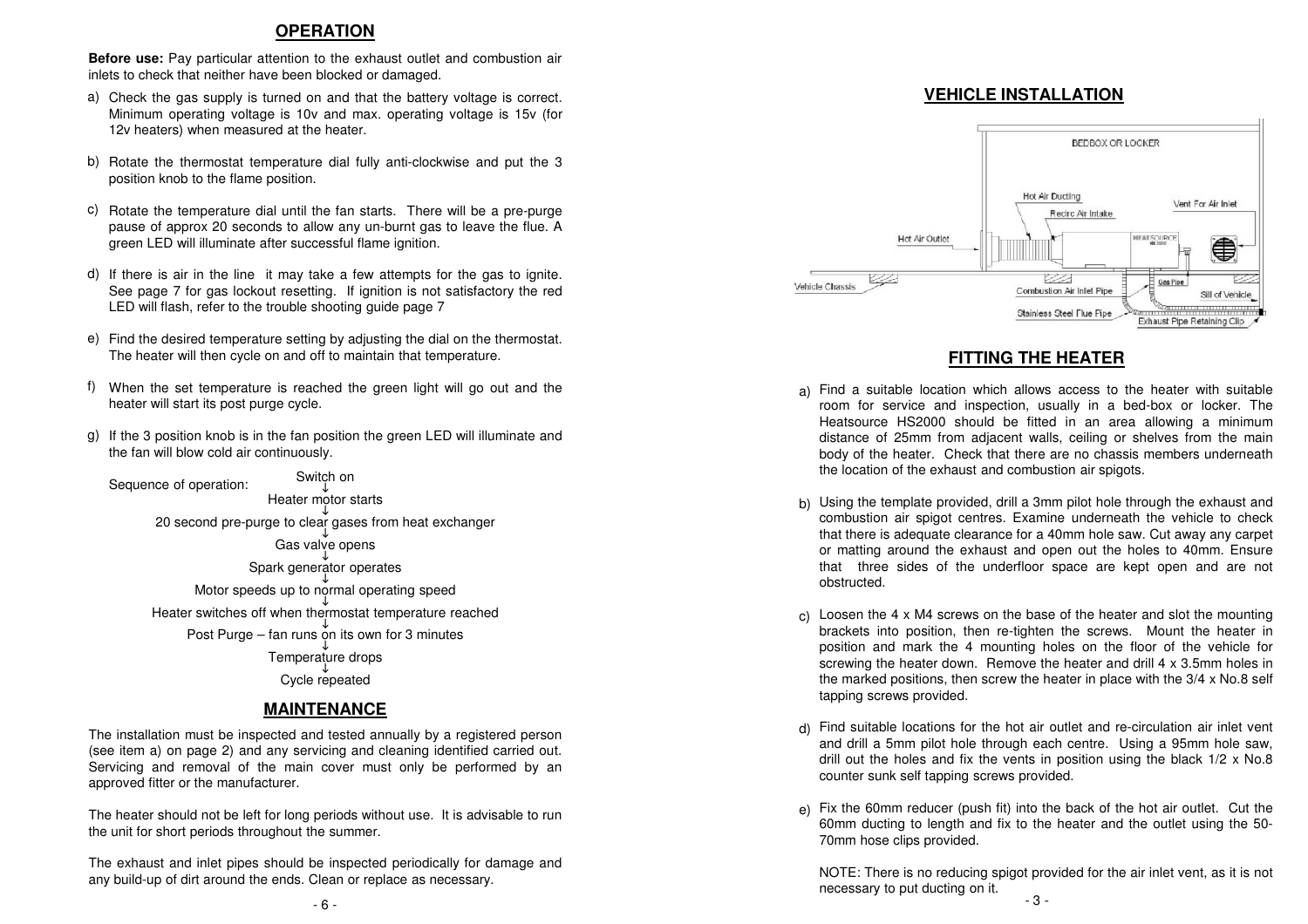## OPERATION

**Before use:** Pay particular attention to the exhaust outlet and combustion air inlets to check that neither have been blocked or damaged.

a) Check the gas supply is turned on and that the battery voltage is correct. Minimum operating voltage is 10v and max. operating voltage is 15v (for 12v heaters) when measured at the heater.

b) Rotate the thermostat temperature dial fully anti-clockwise and put the 3 position knob to the flame position.

c) Rotate the temperature dial until the fan starts. There will be a pre-purge pause of approx 20 seconds to allow any un-burnt gas to leave the flue. A green LED will illuminate after successful flame ignition.

d) If there is air in the line it may take a few attempts for the gas to ignite. See page 7 for gas lockout resetting. If ignition is not satisfactory the red LED will flash, refer to the trouble shooting guide page 7

e) Find the desired temperature setting by adjusting the dial on the thermostat. The heater will then cycle on and off to maintain that temperature.

f) When the set temperature is reached the green light will go out and the heater will start its post purge cycle.

g) If the 3 position knob is in the fan position the green LED will illuminate and the fan will blow cold air continuously.

Sequence of operation:

Switch on
↓
Heater motor starts
↓
20 second pre-purge to clear gases from heat exchanger
↓
Gas valve opens
↓
Spark generator operates
↓
Motor speeds up to normal operating speed
↓
Heater switches off when thermostat temperature reached
↓
Post Purge – fan runs on its own for 3 minutes
↓
Temperature drops
↓
Cycle repeated

## MAINTENANCE

The installation must be inspected and tested annually by a registered person (see item a) on page 2) and any servicing and cleaning identified carried out. Servicing and removal of the main cover must only be performed by an approved fitter or the manufacturer.

The heater should not be left for long periods without use. It is advisable to run the unit for short periods throughout the summer.

The exhaust and inlet pipes should be inspected periodically for damage and any build-up of dirt around the ends. Clean or replace as necessary.

## VEHICLE INSTALLATION

BEDBOX OR LOCKER
Hot Air Ducting
Recirc Air Intake
Vent For Air Inlet
Hot Air Outlet
HEATSOURCE HS 2000
Vehicle Chassis
Combustion Air Inlet Pipe
Gas Pipe
Sill of Vehicle
Stainless Steel Flue Pipe
Exhaust Pipe Retaining Clip

## FITTING THE HEATER

a) Find a suitable location which allows access to the heater with suitable room for service and inspection, usually in a bed-box or locker. The Heatsource HS2000 should be fitted in an area allowing a minimum distance of 25mm from adjacent walls, ceiling or shelves from the main body of the heater. Check that there are no chassis members underneath the location of the exhaust and combustion air spigots.

b) Using the template provided, drill a 3mm pilot hole through the exhaust and combustion air spigot centres. Examine underneath the vehicle to check that there is adequate clearance for a 40mm hole saw. Cut away any carpet or matting around the exhaust and open out the holes to 40mm. Ensure that three sides of the underfloor space are kept open and are not obstructed.

c) Loosen the 4 x M4 screws on the base of the heater and slot the mounting brackets into position, then re-tighten the screws. Mount the heater in position and mark the 4 mounting holes on the floor of the vehicle for screwing the heater down. Remove the heater and drill 4 x 3.5mm holes in the marked positions, then screw the heater in place with the 3/4 x No.8 self tapping screws provided.

d) Find suitable locations for the hot air outlet and re-circulation air inlet vent and drill a 5mm pilot hole through each centre. Using a 95mm hole saw, drill out the holes and fix the vents in position using the black 1/2 x No.8 counter sunk self tapping screws provided.

e) Fix the 60mm reducer (push fit) into the back of the hot air outlet. Cut the 60mm ducting to length and fix to the heater and the outlet using the 50-70mm hose clips provided.

NOTE: There is no reducing spigot provided for the air inlet vent, as it is not necessary to put ducting on it.